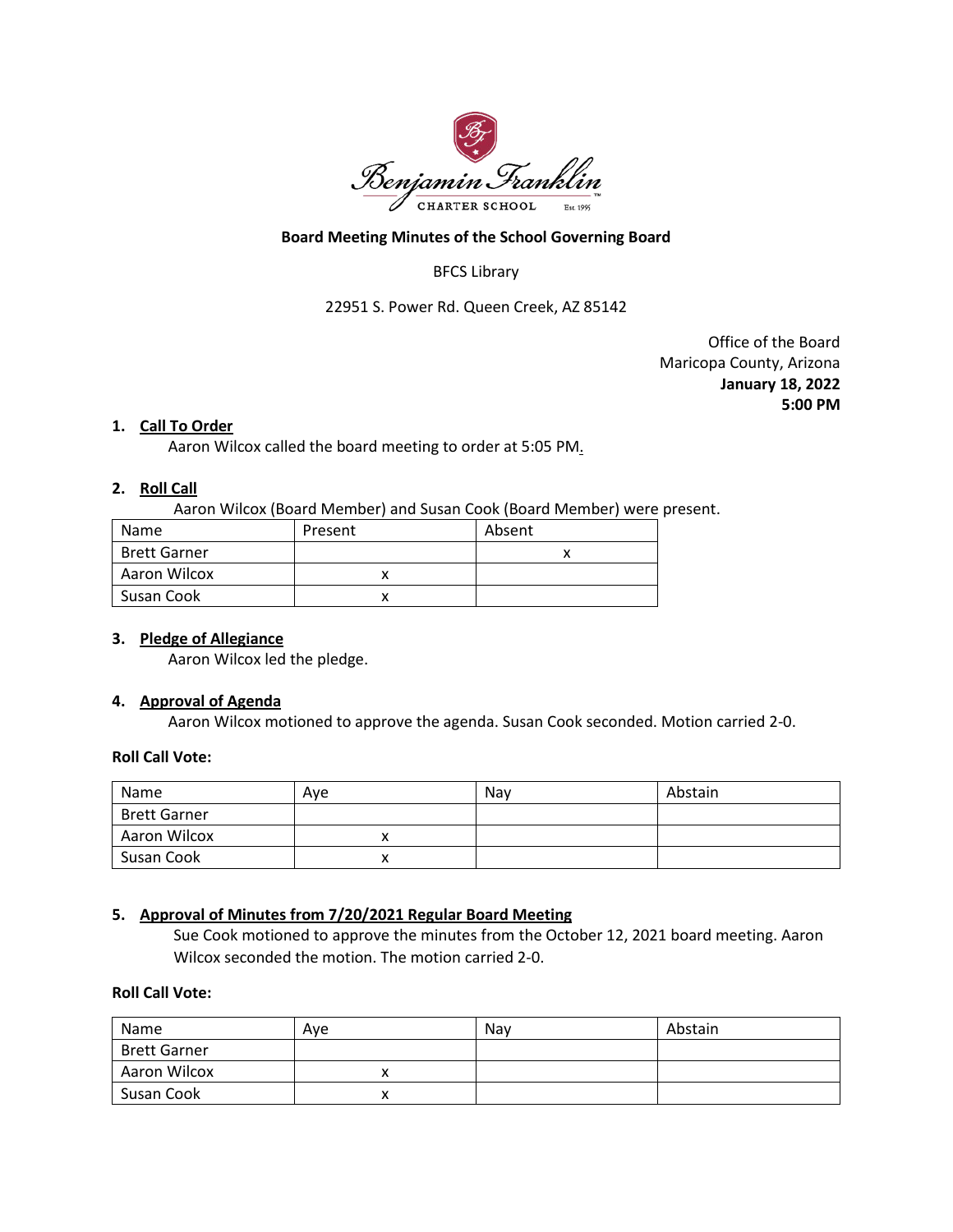Benjamin Franklin CHARTER SCHOOL Est. 1995

**Board Meeting Minutes of the School Governing Board**

BFCS Library

22951 S. Power Rd. Queen Creek, AZ 85142

Office of the Board
Maricopa County, Arizona
**January 18, 2022**
**5:00 PM**

1. **Call To Order**

   Aaron Wilcox called the board meeting to order at 5:05 PM.

2. **Roll Call**

   Aaron Wilcox (Board Member) and Susan Cook (Board Member) were present.

| Name | Present | Absent |
|---|---|---|
| Brett Garner | | x |
| Aaron Wilcox | x | |
| Susan Cook | x | |

3. **Pledge of Allegiance**

   Aaron Wilcox led the pledge.

4. **Approval of Agenda**

   Aaron Wilcox motioned to approve the agenda. Susan Cook seconded. Motion carried 2-0.

**Roll Call Vote:**

| Name | Aye | Nay | Abstain |
|---|---|---|---|
| Brett Garner | | | |
| Aaron Wilcox | x | | |
| Susan Cook | x | | |

5. **Approval of Minutes from 7/20/2021 Regular Board Meeting**

   Sue Cook motioned to approve the minutes from the October 12, 2021 board meeting. Aaron Wilcox seconded the motion. The motion carried 2-0.

**Roll Call Vote:**

| Name | Aye | Nay | Abstain |
|---|---|---|---|
| Brett Garner | | | |
| Aaron Wilcox | x | | |
| Susan Cook | x | | |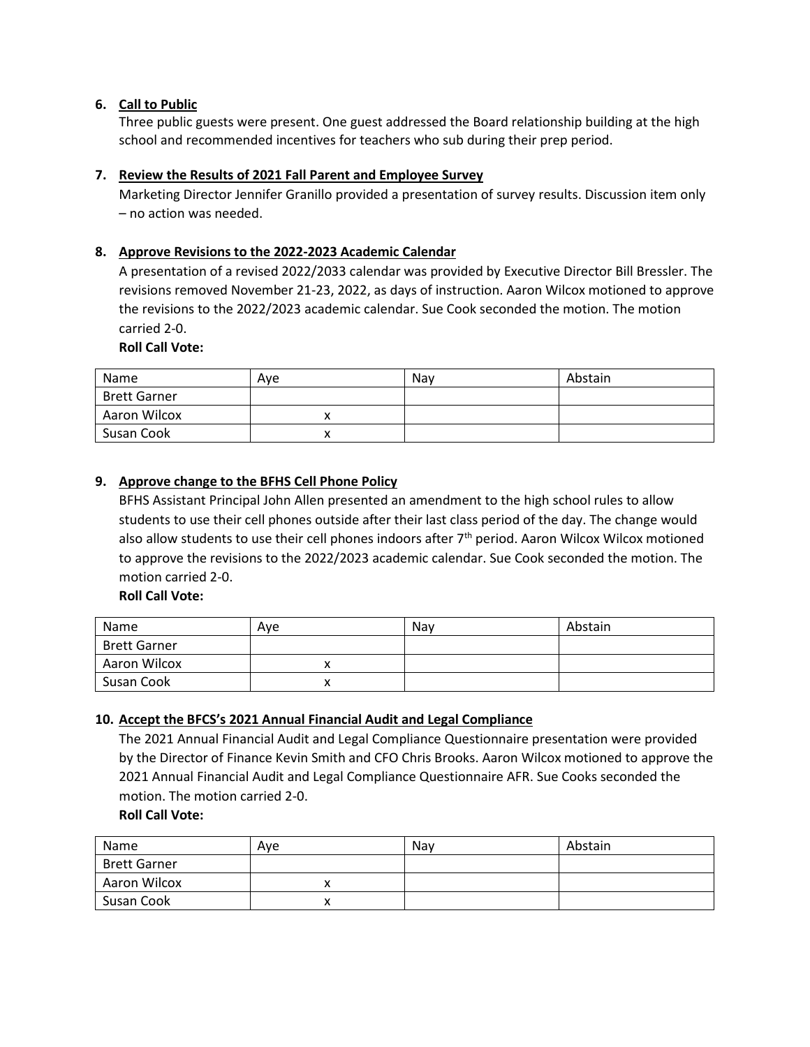6. **Call to Public**

   Three public guests were present. One guest addressed the Board relationship building at the high school and recommended incentives for teachers who sub during their prep period.

7. **Review the Results of 2021 Fall Parent and Employee Survey**

   Marketing Director Jennifer Granillo provided a presentation of survey results. Discussion item only – no action was needed.

8. **Approve Revisions to the 2022-2023 Academic Calendar**

   A presentation of a revised 2022/2033 calendar was provided by Executive Director Bill Bressler. The revisions removed November 21-23, 2022, as days of instruction. Aaron Wilcox motioned to approve the revisions to the 2022/2023 academic calendar. Sue Cook seconded the motion. The motion carried 2-0.

   **Roll Call Vote:**

| Name | Aye | Nay | Abstain |
|---|---|---|---|
| Brett Garner | | | |
| Aaron Wilcox | x | | |
| Susan Cook | x | | |

9. **Approve change to the BFHS Cell Phone Policy**

   BFHS Assistant Principal John Allen presented an amendment to the high school rules to allow students to use their cell phones outside after their last class period of the day. The change would also allow students to use their cell phones indoors after 7th period. Aaron Wilcox Wilcox motioned to approve the revisions to the 2022/2023 academic calendar. Sue Cook seconded the motion. The motion carried 2-0.

   **Roll Call Vote:**

| Name | Aye | Nay | Abstain |
|---|---|---|---|
| Brett Garner | | | |
| Aaron Wilcox | x | | |
| Susan Cook | x | | |

10. **Accept the BFCS's 2021 Annual Financial Audit and Legal Compliance**

    The 2021 Annual Financial Audit and Legal Compliance Questionnaire presentation were provided by the Director of Finance Kevin Smith and CFO Chris Brooks. Aaron Wilcox motioned to approve the 2021 Annual Financial Audit and Legal Compliance Questionnaire AFR. Sue Cooks seconded the motion. The motion carried 2-0.

    **Roll Call Vote:**

| Name | Aye | Nay | Abstain |
|---|---|---|---|
| Brett Garner | | | |
| Aaron Wilcox | x | | |
| Susan Cook | x | | |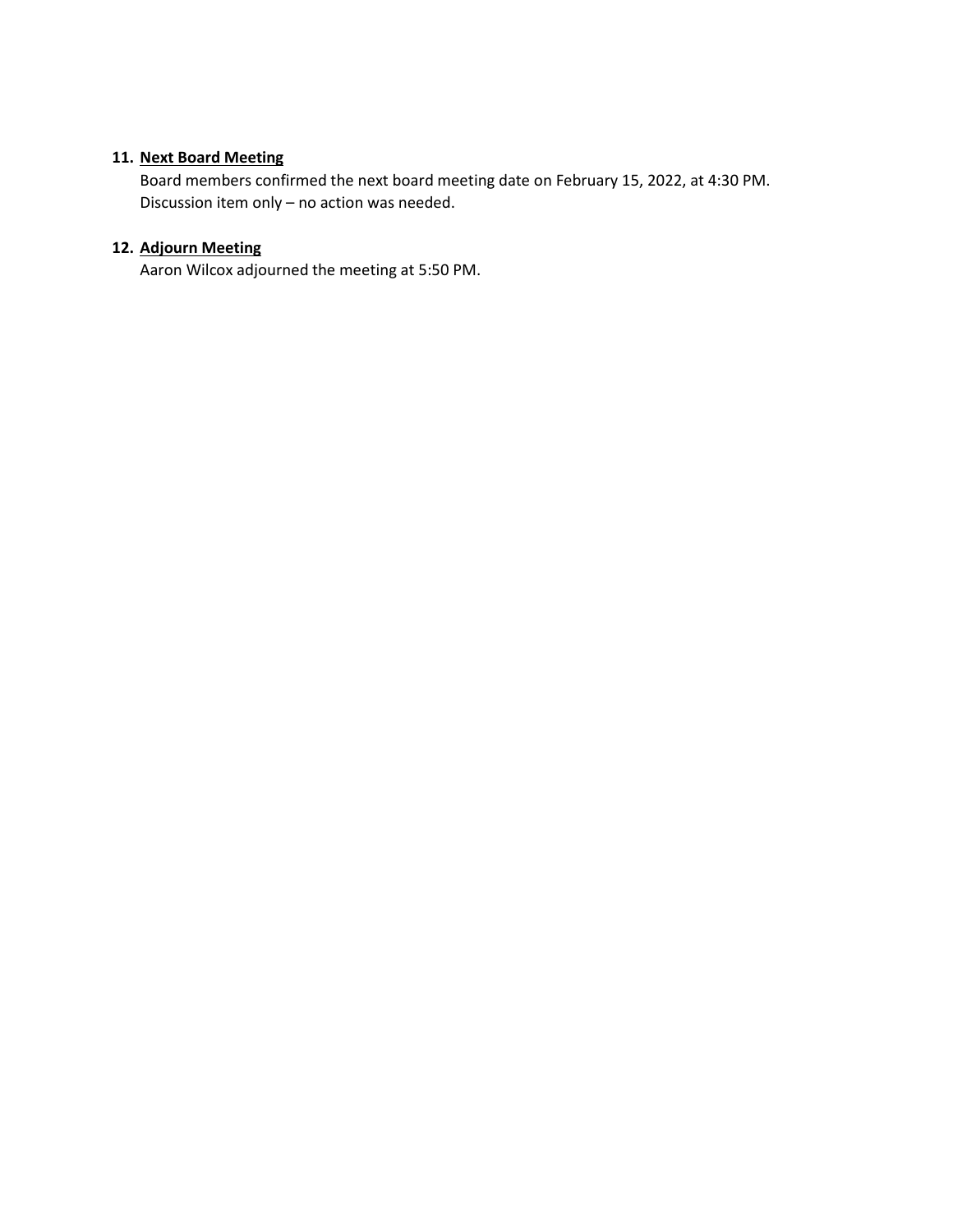11. **Next Board Meeting**
    Board members confirmed the next board meeting date on February 15, 2022, at 4:30 PM.
    Discussion item only – no action was needed.

12. **Adjourn Meeting**
    Aaron Wilcox adjourned the meeting at 5:50 PM.